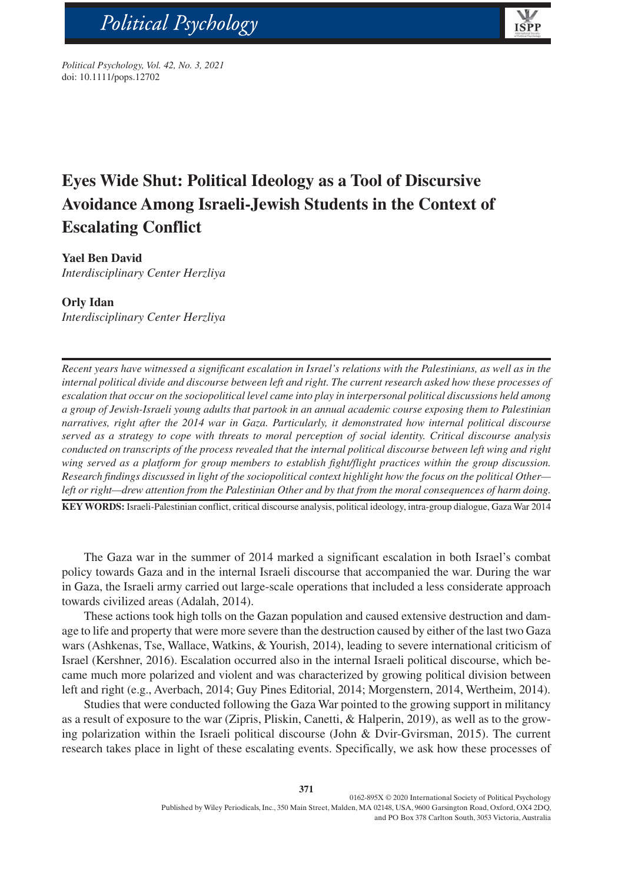# Eyes Wide Shut: Political Ideology as a Tool of Discursive Avoidance Among Israeli-Jewish Students in the Context of Escalating Conflict

**Yael Ben David**
*Interdisciplinary Center Herzliya*

**Orly Idan**
*Interdisciplinary Center Herzliya*

*Recent years have witnessed a significant escalation in Israel's relations with the Palestinians, as well as in the internal political divide and discourse between left and right. The current research asked how these processes of escalation that occur on the sociopolitical level came into play in interpersonal political discussions held among a group of Jewish-Israeli young adults that partook in an annual academic course exposing them to Palestinian narratives, right after the 2014 war in Gaza. Particularly, it demonstrated how internal political discourse served as a strategy to cope with threats to moral perception of social identity. Critical discourse analysis conducted on transcripts of the process revealed that the internal political discourse between left wing and right wing served as a platform for group members to establish fight/flight practices within the group discussion. Research findings discussed in light of the sociopolitical context highlight how the focus on the political Other—left or right—drew attention from the Palestinian Other and by that from the moral consequences of harm doing.*

**KEY WORDS:** Israeli-Palestinian conflict, critical discourse analysis, political ideology, intra-group dialogue, Gaza War 2014

The Gaza war in the summer of 2014 marked a significant escalation in both Israel's combat policy towards Gaza and in the internal Israeli discourse that accompanied the war. During the war in Gaza, the Israeli army carried out large-scale operations that included a less considerate approach towards civilized areas (Adalah, 2014).

These actions took high tolls on the Gazan population and caused extensive destruction and damage to life and property that were more severe than the destruction caused by either of the last two Gaza wars (Ashkenas, Tse, Wallace, Watkins, & Yourish, 2014), leading to severe international criticism of Israel (Kershner, 2016). Escalation occurred also in the internal Israeli political discourse, which became much more polarized and violent and was characterized by growing political division between left and right (e.g., Averbach, 2014; Guy Pines Editorial, 2014; Morgenstern, 2014, Wertheim, 2014).

Studies that were conducted following the Gaza War pointed to the growing support in militancy as a result of exposure to the war (Zipris, Pliskin, Canetti, & Halperin, 2019), as well as to the growing polarization within the Israeli political discourse (John & Dvir-Gvirsman, 2015). The current research takes place in light of these escalating events. Specifically, we ask how these processes of

0162-895X © 2020 International Society of Political Psychology
Published by Wiley Periodicals, Inc., 350 Main Street, Malden, MA 02148, USA, 9600 Garsington Road, Oxford, OX4 2DQ, and PO Box 378 Carlton South, 3053 Victoria, Australia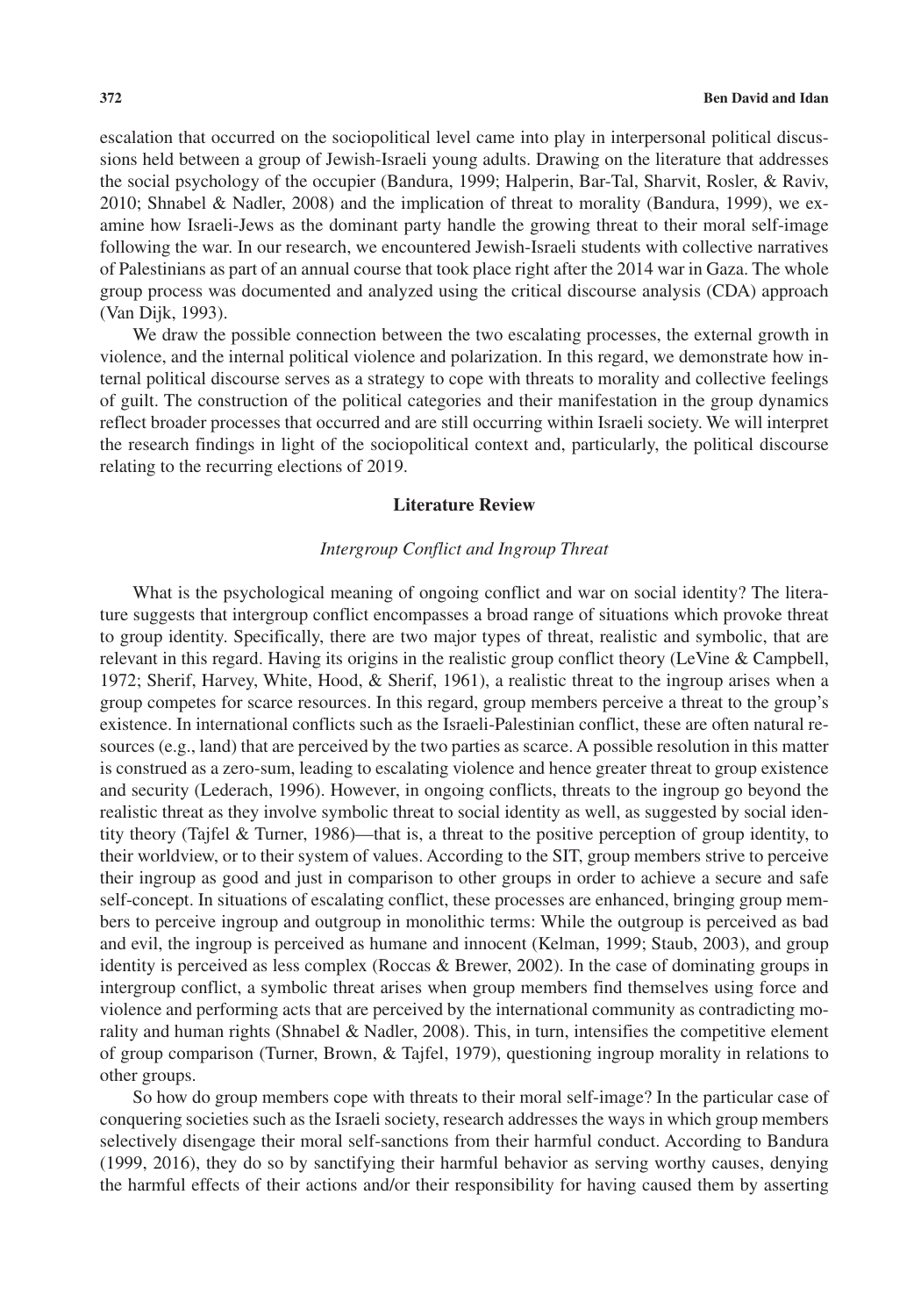escalation that occurred on the sociopolitical level came into play in interpersonal political discussions held between a group of Jewish-Israeli young adults. Drawing on the literature that addresses the social psychology of the occupier (Bandura, 1999; Halperin, Bar-Tal, Sharvit, Rosler, & Raviv, 2010; Shnabel & Nadler, 2008) and the implication of threat to morality (Bandura, 1999), we examine how Israeli-Jews as the dominant party handle the growing threat to their moral self-image following the war. In our research, we encountered Jewish-Israeli students with collective narratives of Palestinians as part of an annual course that took place right after the 2014 war in Gaza. The whole group process was documented and analyzed using the critical discourse analysis (CDA) approach (Van Dijk, 1993).

We draw the possible connection between the two escalating processes, the external growth in violence, and the internal political violence and polarization. In this regard, we demonstrate how internal political discourse serves as a strategy to cope with threats to morality and collective feelings of guilt. The construction of the political categories and their manifestation in the group dynamics reflect broader processes that occurred and are still occurring within Israeli society. We will interpret the research findings in light of the sociopolitical context and, particularly, the political discourse relating to the recurring elections of 2019.

## Literature Review

### *Intergroup Conflict and Ingroup Threat*

What is the psychological meaning of ongoing conflict and war on social identity? The literature suggests that intergroup conflict encompasses a broad range of situations which provoke threat to group identity. Specifically, there are two major types of threat, realistic and symbolic, that are relevant in this regard. Having its origins in the realistic group conflict theory (LeVine & Campbell, 1972; Sherif, Harvey, White, Hood, & Sherif, 1961), a realistic threat to the ingroup arises when a group competes for scarce resources. In this regard, group members perceive a threat to the group's existence. In international conflicts such as the Israeli-Palestinian conflict, these are often natural resources (e.g., land) that are perceived by the two parties as scarce. A possible resolution in this matter is construed as a zero-sum, leading to escalating violence and hence greater threat to group existence and security (Lederach, 1996). However, in ongoing conflicts, threats to the ingroup go beyond the realistic threat as they involve symbolic threat to social identity as well, as suggested by social identity theory (Tajfel & Turner, 1986)—that is, a threat to the positive perception of group identity, to their worldview, or to their system of values. According to the SIT, group members strive to perceive their ingroup as good and just in comparison to other groups in order to achieve a secure and safe self-concept. In situations of escalating conflict, these processes are enhanced, bringing group members to perceive ingroup and outgroup in monolithic terms: While the outgroup is perceived as bad and evil, the ingroup is perceived as humane and innocent (Kelman, 1999; Staub, 2003), and group identity is perceived as less complex (Roccas & Brewer, 2002). In the case of dominating groups in intergroup conflict, a symbolic threat arises when group members find themselves using force and violence and performing acts that are perceived by the international community as contradicting morality and human rights (Shnabel & Nadler, 2008). This, in turn, intensifies the competitive element of group comparison (Turner, Brown, & Tajfel, 1979), questioning ingroup morality in relations to other groups.

So how do group members cope with threats to their moral self-image? In the particular case of conquering societies such as the Israeli society, research addresses the ways in which group members selectively disengage their moral self-sanctions from their harmful conduct. According to Bandura (1999, 2016), they do so by sanctifying their harmful behavior as serving worthy causes, denying the harmful effects of their actions and/or their responsibility for having caused them by asserting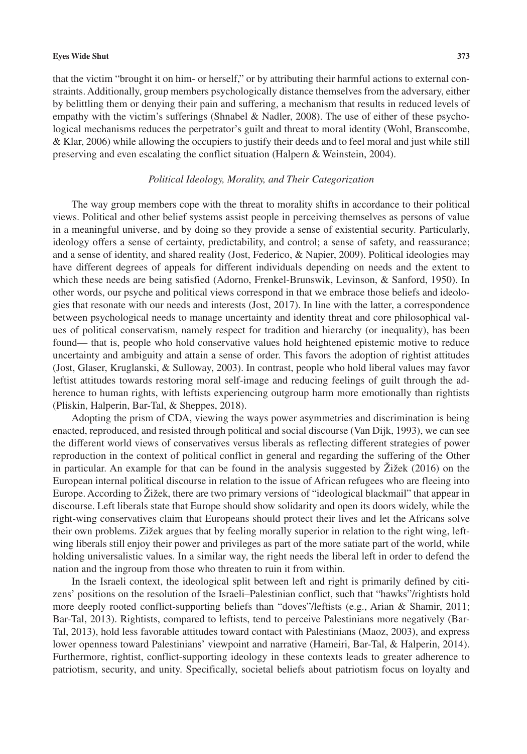that the victim "brought it on him- or herself," or by attributing their harmful actions to external constraints. Additionally, group members psychologically distance themselves from the adversary, either by belittling them or denying their pain and suffering, a mechanism that results in reduced levels of empathy with the victim's sufferings (Shnabel & Nadler, 2008). The use of either of these psychological mechanisms reduces the perpetrator's guilt and threat to moral identity (Wohl, Branscombe, & Klar, 2006) while allowing the occupiers to justify their deeds and to feel moral and just while still preserving and even escalating the conflict situation (Halpern & Weinstein, 2004).

### *Political Ideology, Morality, and Their Categorization*

The way group members cope with the threat to morality shifts in accordance to their political views. Political and other belief systems assist people in perceiving themselves as persons of value in a meaningful universe, and by doing so they provide a sense of existential security. Particularly, ideology offers a sense of certainty, predictability, and control; a sense of safety, and reassurance; and a sense of identity, and shared reality (Jost, Federico, & Napier, 2009). Political ideologies may have different degrees of appeals for different individuals depending on needs and the extent to which these needs are being satisfied (Adorno, Frenkel-Brunswik, Levinson, & Sanford, 1950). In other words, our psyche and political views correspond in that we embrace those beliefs and ideologies that resonate with our needs and interests (Jost, 2017). In line with the latter, a correspondence between psychological needs to manage uncertainty and identity threat and core philosophical values of political conservatism, namely respect for tradition and hierarchy (or inequality), has been found— that is, people who hold conservative values hold heightened epistemic motive to reduce uncertainty and ambiguity and attain a sense of order. This favors the adoption of rightist attitudes (Jost, Glaser, Kruglanski, & Sulloway, 2003). In contrast, people who hold liberal values may favor leftist attitudes towards restoring moral self-image and reducing feelings of guilt through the adherence to human rights, with leftists experiencing outgroup harm more emotionally than rightists (Pliskin, Halperin, Bar-Tal, & Sheppes, 2018).

Adopting the prism of CDA, viewing the ways power asymmetries and discrimination is being enacted, reproduced, and resisted through political and social discourse (Van Dijk, 1993), we can see the different world views of conservatives versus liberals as reflecting different strategies of power reproduction in the context of political conflict in general and regarding the suffering of the Other in particular. An example for that can be found in the analysis suggested by Žižek (2016) on the European internal political discourse in relation to the issue of African refugees who are fleeing into Europe. According to Žižek, there are two primary versions of "ideological blackmail" that appear in discourse. Left liberals state that Europe should show solidarity and open its doors widely, while the right-wing conservatives claim that Europeans should protect their lives and let the Africans solve their own problems. Zižek argues that by feeling morally superior in relation to the right wing, left-wing liberals still enjoy their power and privileges as part of the more satiate part of the world, while holding universalistic values. In a similar way, the right needs the liberal left in order to defend the nation and the ingroup from those who threaten to ruin it from within.

In the Israeli context, the ideological split between left and right is primarily defined by citizens' positions on the resolution of the Israeli–Palestinian conflict, such that "hawks"/rightists hold more deeply rooted conflict-supporting beliefs than "doves"/leftists (e.g., Arian & Shamir, 2011; Bar-Tal, 2013). Rightists, compared to leftists, tend to perceive Palestinians more negatively (Bar-Tal, 2013), hold less favorable attitudes toward contact with Palestinians (Maoz, 2003), and express lower openness toward Palestinians' viewpoint and narrative (Hameiri, Bar-Tal, & Halperin, 2014). Furthermore, rightist, conflict-supporting ideology in these contexts leads to greater adherence to patriotism, security, and unity. Specifically, societal beliefs about patriotism focus on loyalty and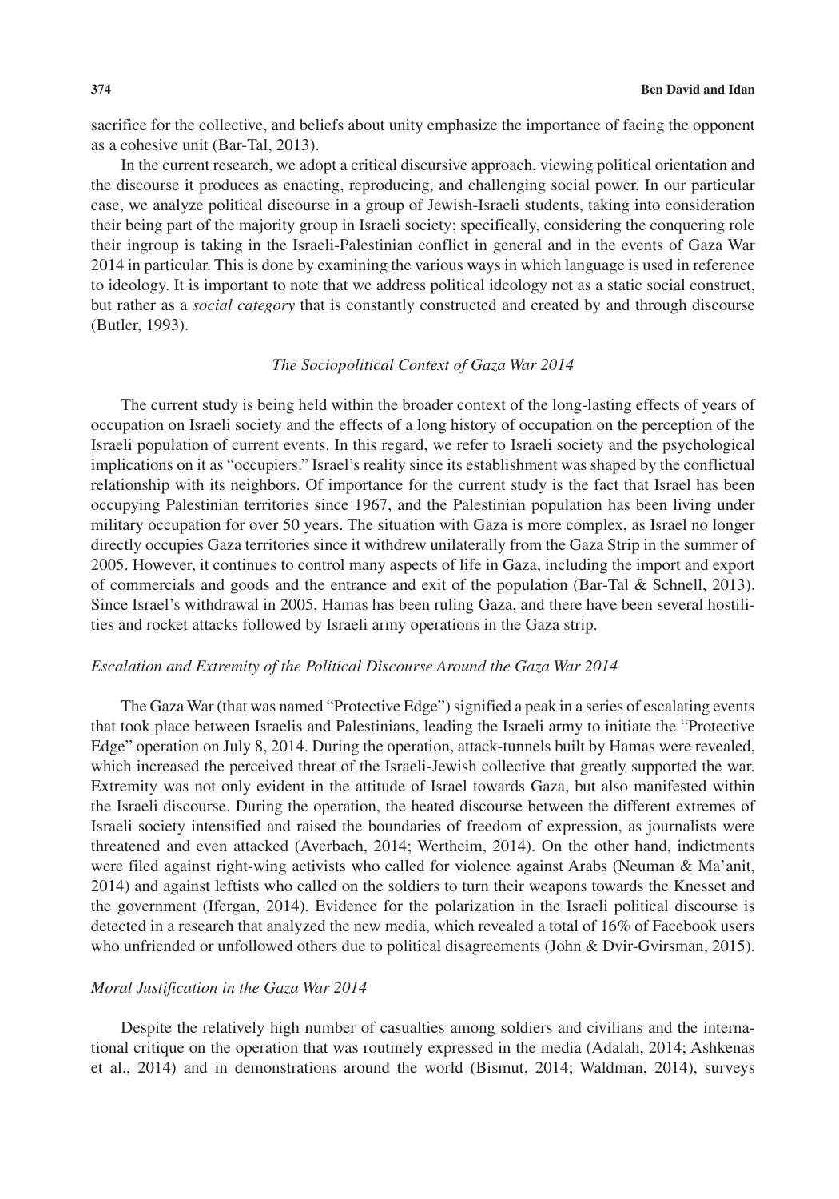sacrifice for the collective, and beliefs about unity emphasize the importance of facing the opponent as a cohesive unit (Bar-Tal, 2013).

In the current research, we adopt a critical discursive approach, viewing political orientation and the discourse it produces as enacting, reproducing, and challenging social power. In our particular case, we analyze political discourse in a group of Jewish-Israeli students, taking into consideration their being part of the majority group in Israeli society; specifically, considering the conquering role their ingroup is taking in the Israeli-Palestinian conflict in general and in the events of Gaza War 2014 in particular. This is done by examining the various ways in which language is used in reference to ideology. It is important to note that we address political ideology not as a static social construct, but rather as a *social category* that is constantly constructed and created by and through discourse (Butler, 1993).

### *The Sociopolitical Context of Gaza War 2014*

The current study is being held within the broader context of the long-lasting effects of years of occupation on Israeli society and the effects of a long history of occupation on the perception of the Israeli population of current events. In this regard, we refer to Israeli society and the psychological implications on it as "occupiers." Israel's reality since its establishment was shaped by the conflictual relationship with its neighbors. Of importance for the current study is the fact that Israel has been occupying Palestinian territories since 1967, and the Palestinian population has been living under military occupation for over 50 years. The situation with Gaza is more complex, as Israel no longer directly occupies Gaza territories since it withdrew unilaterally from the Gaza Strip in the summer of 2005. However, it continues to control many aspects of life in Gaza, including the import and export of commercials and goods and the entrance and exit of the population (Bar-Tal & Schnell, 2013). Since Israel's withdrawal in 2005, Hamas has been ruling Gaza, and there have been several hostilities and rocket attacks followed by Israeli army operations in the Gaza strip.

#### *Escalation and Extremity of the Political Discourse Around the Gaza War 2014*

The Gaza War (that was named "Protective Edge") signified a peak in a series of escalating events that took place between Israelis and Palestinians, leading the Israeli army to initiate the "Protective Edge" operation on July 8, 2014. During the operation, attack-tunnels built by Hamas were revealed, which increased the perceived threat of the Israeli-Jewish collective that greatly supported the war. Extremity was not only evident in the attitude of Israel towards Gaza, but also manifested within the Israeli discourse. During the operation, the heated discourse between the different extremes of Israeli society intensified and raised the boundaries of freedom of expression, as journalists were threatened and even attacked (Averbach, 2014; Wertheim, 2014). On the other hand, indictments were filed against right-wing activists who called for violence against Arabs (Neuman & Ma'anit, 2014) and against leftists who called on the soldiers to turn their weapons towards the Knesset and the government (Ifergan, 2014). Evidence for the polarization in the Israeli political discourse is detected in a research that analyzed the new media, which revealed a total of 16% of Facebook users who unfriended or unfollowed others due to political disagreements (John & Dvir-Gvirsman, 2015).

#### *Moral Justification in the Gaza War 2014*

Despite the relatively high number of casualties among soldiers and civilians and the international critique on the operation that was routinely expressed in the media (Adalah, 2014; Ashkenas et al., 2014) and in demonstrations around the world (Bismut, 2014; Waldman, 2014), surveys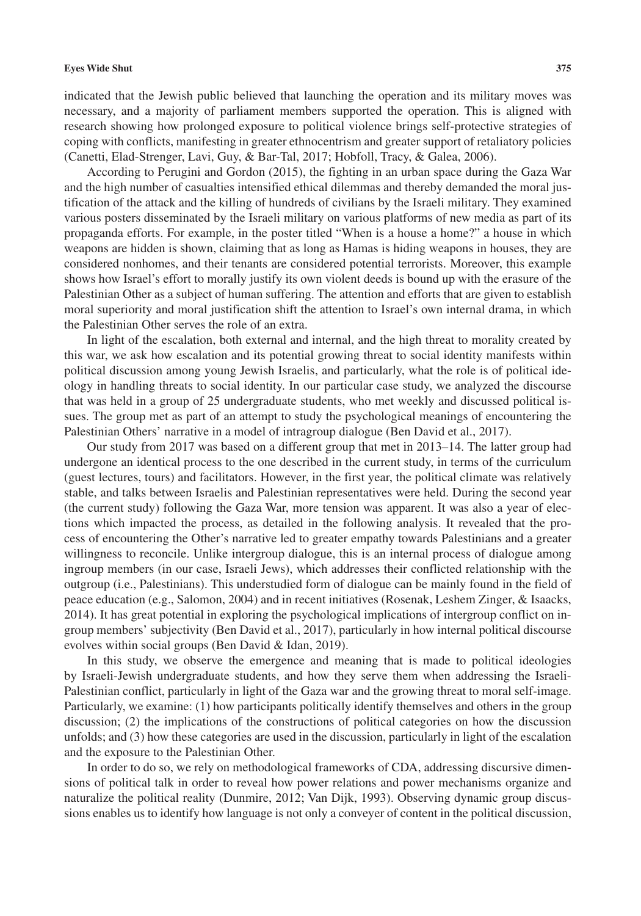indicated that the Jewish public believed that launching the operation and its military moves was necessary, and a majority of parliament members supported the operation. This is aligned with research showing how prolonged exposure to political violence brings self-protective strategies of coping with conflicts, manifesting in greater ethnocentrism and greater support of retaliatory policies (Canetti, Elad-Strenger, Lavi, Guy, & Bar-Tal, 2017; Hobfoll, Tracy, & Galea, 2006).

According to Perugini and Gordon (2015), the fighting in an urban space during the Gaza War and the high number of casualties intensified ethical dilemmas and thereby demanded the moral justification of the attack and the killing of hundreds of civilians by the Israeli military. They examined various posters disseminated by the Israeli military on various platforms of new media as part of its propaganda efforts. For example, in the poster titled "When is a house a home?" a house in which weapons are hidden is shown, claiming that as long as Hamas is hiding weapons in houses, they are considered nonhomes, and their tenants are considered potential terrorists. Moreover, this example shows how Israel's effort to morally justify its own violent deeds is bound up with the erasure of the Palestinian Other as a subject of human suffering. The attention and efforts that are given to establish moral superiority and moral justification shift the attention to Israel's own internal drama, in which the Palestinian Other serves the role of an extra.

In light of the escalation, both external and internal, and the high threat to morality created by this war, we ask how escalation and its potential growing threat to social identity manifests within political discussion among young Jewish Israelis, and particularly, what the role is of political ideology in handling threats to social identity. In our particular case study, we analyzed the discourse that was held in a group of 25 undergraduate students, who met weekly and discussed political issues. The group met as part of an attempt to study the psychological meanings of encountering the Palestinian Others' narrative in a model of intragroup dialogue (Ben David et al., 2017).

Our study from 2017 was based on a different group that met in 2013–14. The latter group had undergone an identical process to the one described in the current study, in terms of the curriculum (guest lectures, tours) and facilitators. However, in the first year, the political climate was relatively stable, and talks between Israelis and Palestinian representatives were held. During the second year (the current study) following the Gaza War, more tension was apparent. It was also a year of elections which impacted the process, as detailed in the following analysis. It revealed that the process of encountering the Other's narrative led to greater empathy towards Palestinians and a greater willingness to reconcile. Unlike intergroup dialogue, this is an internal process of dialogue among ingroup members (in our case, Israeli Jews), which addresses their conflicted relationship with the outgroup (i.e., Palestinians). This understudied form of dialogue can be mainly found in the field of peace education (e.g., Salomon, 2004) and in recent initiatives (Rosenak, Leshem Zinger, & Isaacks, 2014). It has great potential in exploring the psychological implications of intergroup conflict on ingroup members' subjectivity (Ben David et al., 2017), particularly in how internal political discourse evolves within social groups (Ben David & Idan, 2019).

In this study, we observe the emergence and meaning that is made to political ideologies by Israeli-Jewish undergraduate students, and how they serve them when addressing the Israeli-Palestinian conflict, particularly in light of the Gaza war and the growing threat to moral self-image. Particularly, we examine: (1) how participants politically identify themselves and others in the group discussion; (2) the implications of the constructions of political categories on how the discussion unfolds; and (3) how these categories are used in the discussion, particularly in light of the escalation and the exposure to the Palestinian Other.

In order to do so, we rely on methodological frameworks of CDA, addressing discursive dimensions of political talk in order to reveal how power relations and power mechanisms organize and naturalize the political reality (Dunmire, 2012; Van Dijk, 1993). Observing dynamic group discussions enables us to identify how language is not only a conveyer of content in the political discussion,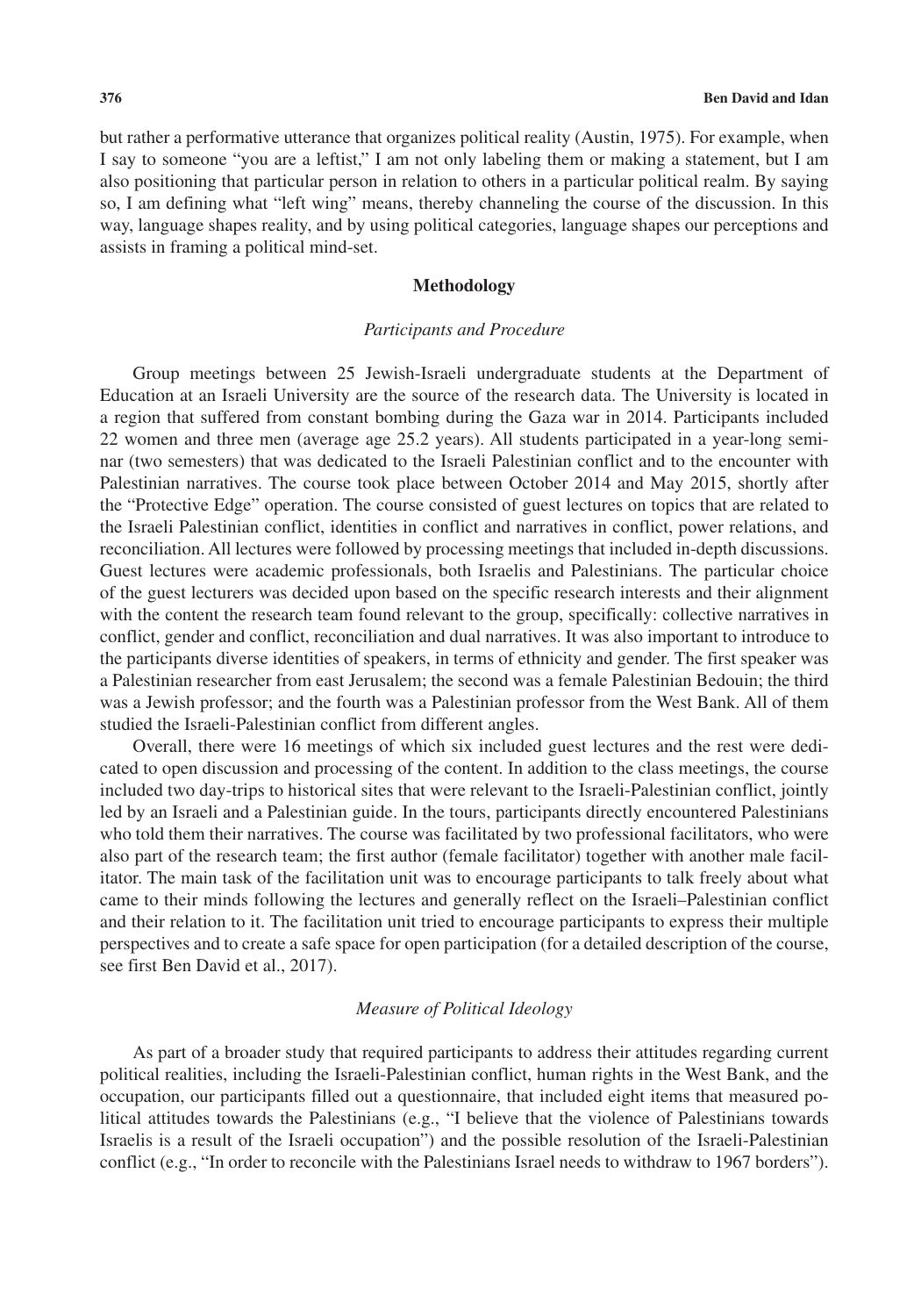but rather a performative utterance that organizes political reality (Austin, 1975). For example, when I say to someone "you are a leftist," I am not only labeling them or making a statement, but I am also positioning that particular person in relation to others in a particular political realm. By saying so, I am defining what "left wing" means, thereby channeling the course of the discussion. In this way, language shapes reality, and by using political categories, language shapes our perceptions and assists in framing a political mind-set.

## Methodology

### *Participants and Procedure*

Group meetings between 25 Jewish-Israeli undergraduate students at the Department of Education at an Israeli University are the source of the research data. The University is located in a region that suffered from constant bombing during the Gaza war in 2014. Participants included 22 women and three men (average age 25.2 years). All students participated in a year-long seminar (two semesters) that was dedicated to the Israeli Palestinian conflict and to the encounter with Palestinian narratives. The course took place between October 2014 and May 2015, shortly after the "Protective Edge" operation. The course consisted of guest lectures on topics that are related to the Israeli Palestinian conflict, identities in conflict and narratives in conflict, power relations, and reconciliation. All lectures were followed by processing meetings that included in-depth discussions. Guest lectures were academic professionals, both Israelis and Palestinians. The particular choice of the guest lecturers was decided upon based on the specific research interests and their alignment with the content the research team found relevant to the group, specifically: collective narratives in conflict, gender and conflict, reconciliation and dual narratives. It was also important to introduce to the participants diverse identities of speakers, in terms of ethnicity and gender. The first speaker was a Palestinian researcher from east Jerusalem; the second was a female Palestinian Bedouin; the third was a Jewish professor; and the fourth was a Palestinian professor from the West Bank. All of them studied the Israeli-Palestinian conflict from different angles.

Overall, there were 16 meetings of which six included guest lectures and the rest were dedicated to open discussion and processing of the content. In addition to the class meetings, the course included two day-trips to historical sites that were relevant to the Israeli-Palestinian conflict, jointly led by an Israeli and a Palestinian guide. In the tours, participants directly encountered Palestinians who told them their narratives. The course was facilitated by two professional facilitators, who were also part of the research team; the first author (female facilitator) together with another male facilitator. The main task of the facilitation unit was to encourage participants to talk freely about what came to their minds following the lectures and generally reflect on the Israeli–Palestinian conflict and their relation to it. The facilitation unit tried to encourage participants to express their multiple perspectives and to create a safe space for open participation (for a detailed description of the course, see first Ben David et al., 2017).

### *Measure of Political Ideology*

As part of a broader study that required participants to address their attitudes regarding current political realities, including the Israeli-Palestinian conflict, human rights in the West Bank, and the occupation, our participants filled out a questionnaire, that included eight items that measured political attitudes towards the Palestinians (e.g., "I believe that the violence of Palestinians towards Israelis is a result of the Israeli occupation") and the possible resolution of the Israeli-Palestinian conflict (e.g., "In order to reconcile with the Palestinians Israel needs to withdraw to 1967 borders").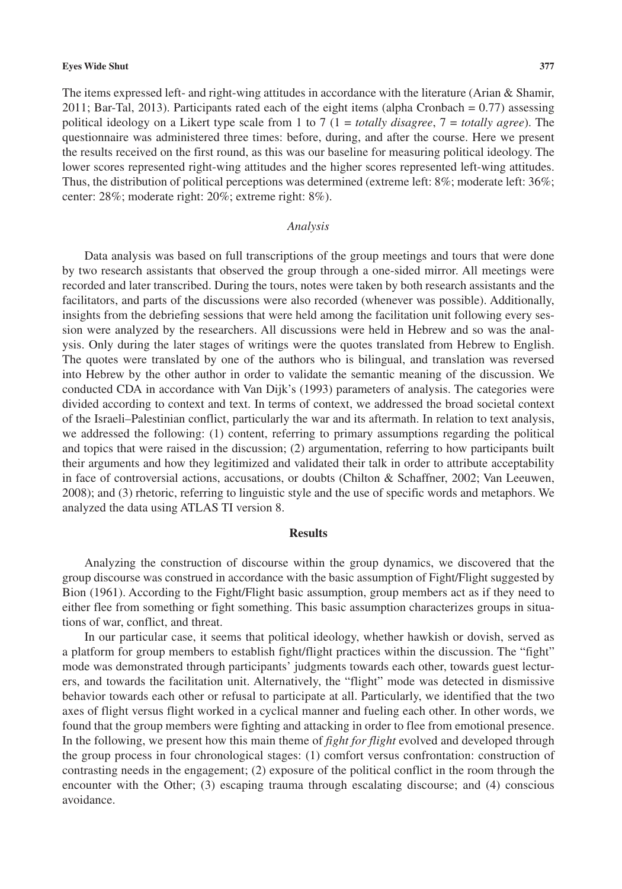The items expressed left- and right-wing attitudes in accordance with the literature (Arian & Shamir, 2011; Bar-Tal, 2013). Participants rated each of the eight items (alpha Cronbach = 0.77) assessing political ideology on a Likert type scale from 1 to 7 (1 = *totally disagree*, 7 = *totally agree*). The questionnaire was administered three times: before, during, and after the course. Here we present the results received on the first round, as this was our baseline for measuring political ideology. The lower scores represented right-wing attitudes and the higher scores represented left-wing attitudes. Thus, the distribution of political perceptions was determined (extreme left: 8%; moderate left: 36%; center: 28%; moderate right: 20%; extreme right: 8%).

### *Analysis*

Data analysis was based on full transcriptions of the group meetings and tours that were done by two research assistants that observed the group through a one-sided mirror. All meetings were recorded and later transcribed. During the tours, notes were taken by both research assistants and the facilitators, and parts of the discussions were also recorded (whenever was possible). Additionally, insights from the debriefing sessions that were held among the facilitation unit following every session were analyzed by the researchers. All discussions were held in Hebrew and so was the analysis. Only during the later stages of writings were the quotes translated from Hebrew to English. The quotes were translated by one of the authors who is bilingual, and translation was reversed into Hebrew by the other author in order to validate the semantic meaning of the discussion. We conducted CDA in accordance with Van Dijk's (1993) parameters of analysis. The categories were divided according to context and text. In terms of context, we addressed the broad societal context of the Israeli–Palestinian conflict, particularly the war and its aftermath. In relation to text analysis, we addressed the following: (1) content, referring to primary assumptions regarding the political and topics that were raised in the discussion; (2) argumentation, referring to how participants built their arguments and how they legitimized and validated their talk in order to attribute acceptability in face of controversial actions, accusations, or doubts (Chilton & Schaffner, 2002; Van Leeuwen, 2008); and (3) rhetoric, referring to linguistic style and the use of specific words and metaphors. We analyzed the data using ATLAS TI version 8.

## Results

Analyzing the construction of discourse within the group dynamics, we discovered that the group discourse was construed in accordance with the basic assumption of Fight/Flight suggested by Bion (1961). According to the Fight/Flight basic assumption, group members act as if they need to either flee from something or fight something. This basic assumption characterizes groups in situations of war, conflict, and threat.

In our particular case, it seems that political ideology, whether hawkish or dovish, served as a platform for group members to establish fight/flight practices within the discussion. The "fight" mode was demonstrated through participants' judgments towards each other, towards guest lecturers, and towards the facilitation unit. Alternatively, the "flight" mode was detected in dismissive behavior towards each other or refusal to participate at all. Particularly, we identified that the two axes of flight versus flight worked in a cyclical manner and fueling each other. In other words, we found that the group members were fighting and attacking in order to flee from emotional presence. In the following, we present how this main theme of *fight for flight* evolved and developed through the group process in four chronological stages: (1) comfort versus confrontation: construction of contrasting needs in the engagement; (2) exposure of the political conflict in the room through the encounter with the Other; (3) escaping trauma through escalating discourse; and (4) conscious avoidance.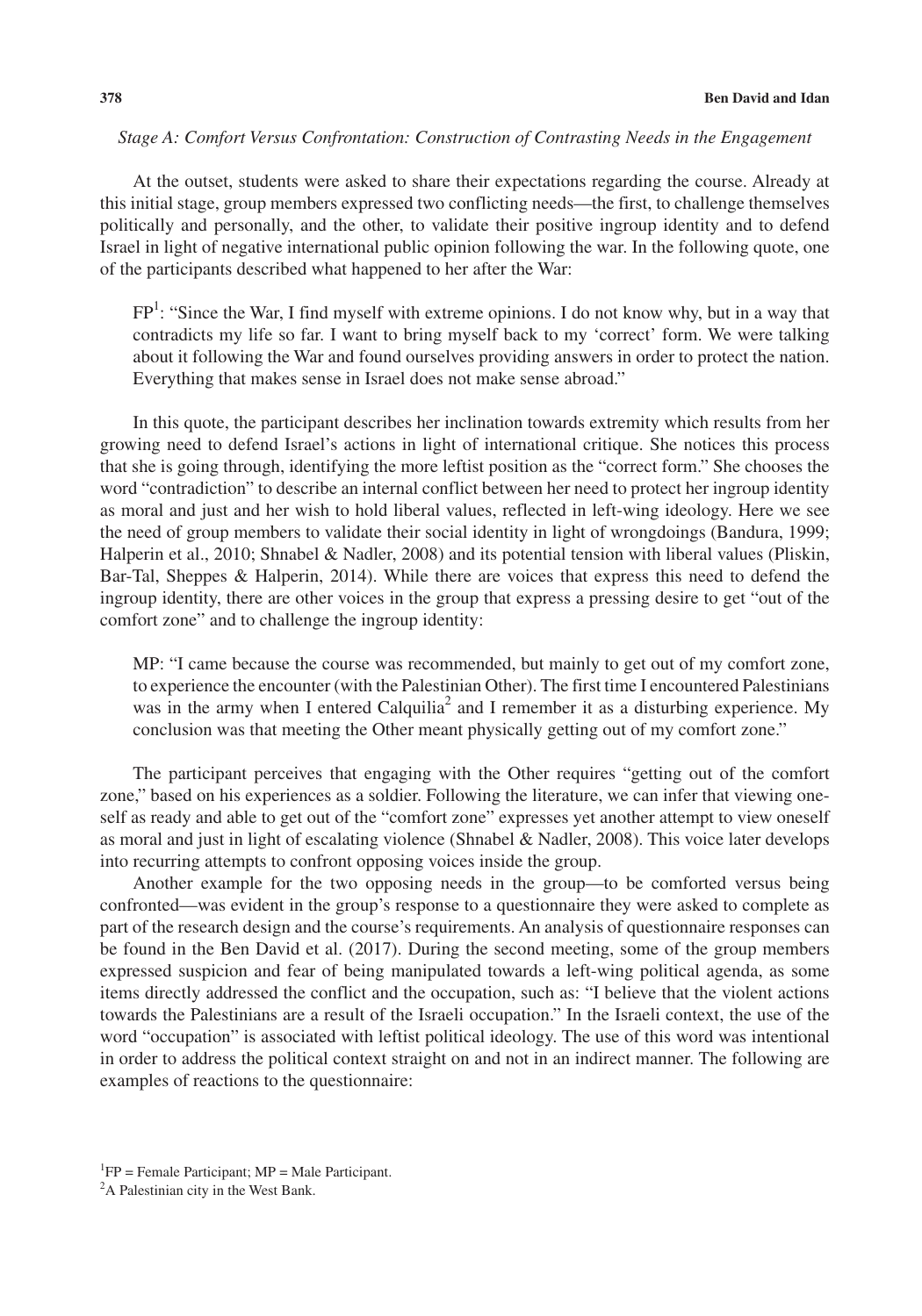*Stage A: Comfort Versus Confrontation: Construction of Contrasting Needs in the Engagement*

At the outset, students were asked to share their expectations regarding the course. Already at this initial stage, group members expressed two conflicting needs—the first, to challenge themselves politically and personally, and the other, to validate their positive ingroup identity and to defend Israel in light of negative international public opinion following the war. In the following quote, one of the participants described what happened to her after the War:

> FP[1]: "Since the War, I find myself with extreme opinions. I do not know why, but in a way that contradicts my life so far. I want to bring myself back to my 'correct' form. We were talking about it following the War and found ourselves providing answers in order to protect the nation. Everything that makes sense in Israel does not make sense abroad."

In this quote, the participant describes her inclination towards extremity which results from her growing need to defend Israel's actions in light of international critique. She notices this process that she is going through, identifying the more leftist position as the "correct form." She chooses the word "contradiction" to describe an internal conflict between her need to protect her ingroup identity as moral and just and her wish to hold liberal values, reflected in left-wing ideology. Here we see the need of group members to validate their social identity in light of wrongdoings (Bandura, 1999; Halperin et al., 2010; Shnabel & Nadler, 2008) and its potential tension with liberal values (Pliskin, Bar-Tal, Sheppes & Halperin, 2014). While there are voices that express this need to defend the ingroup identity, there are other voices in the group that express a pressing desire to get "out of the comfort zone" and to challenge the ingroup identity:

> MP: "I came because the course was recommended, but mainly to get out of my comfort zone, to experience the encounter (with the Palestinian Other). The first time I encountered Palestinians was in the army when I entered Calquilia[2] and I remember it as a disturbing experience. My conclusion was that meeting the Other meant physically getting out of my comfort zone."

The participant perceives that engaging with the Other requires "getting out of the comfort zone," based on his experiences as a soldier. Following the literature, we can infer that viewing oneself as ready and able to get out of the "comfort zone" expresses yet another attempt to view oneself as moral and just in light of escalating violence (Shnabel & Nadler, 2008). This voice later develops into recurring attempts to confront opposing voices inside the group.

Another example for the two opposing needs in the group—to be comforted versus being confronted—was evident in the group's response to a questionnaire they were asked to complete as part of the research design and the course's requirements. An analysis of questionnaire responses can be found in the Ben David et al. (2017). During the second meeting, some of the group members expressed suspicion and fear of being manipulated towards a left-wing political agenda, as some items directly addressed the conflict and the occupation, such as: "I believe that the violent actions towards the Palestinians are a result of the Israeli occupation." In the Israeli context, the use of the word "occupation" is associated with leftist political ideology. The use of this word was intentional in order to address the political context straight on and not in an indirect manner. The following are examples of reactions to the questionnaire:

[1] FP = Female Participant; MP = Male Participant.

[2] A Palestinian city in the West Bank.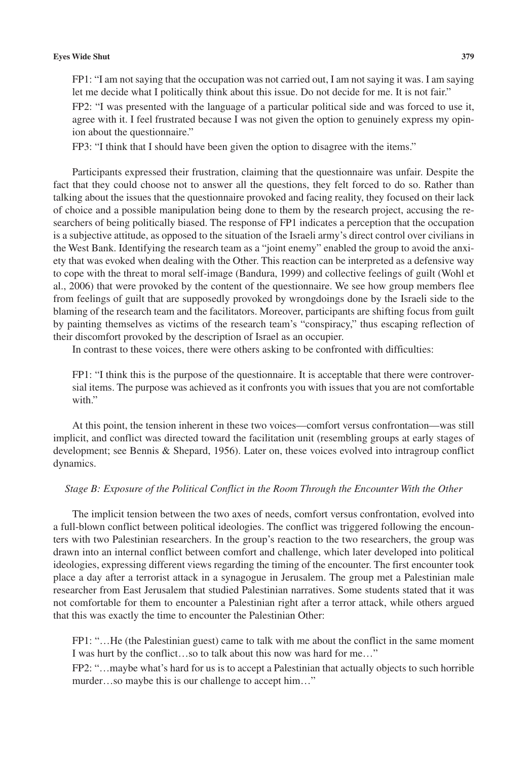FP1: "I am not saying that the occupation was not carried out, I am not saying it was. I am saying let me decide what I politically think about this issue. Do not decide for me. It is not fair."

FP2: "I was presented with the language of a particular political side and was forced to use it, agree with it. I feel frustrated because I was not given the option to genuinely express my opinion about the questionnaire."

FP3: "I think that I should have been given the option to disagree with the items."

Participants expressed their frustration, claiming that the questionnaire was unfair. Despite the fact that they could choose not to answer all the questions, they felt forced to do so. Rather than talking about the issues that the questionnaire provoked and facing reality, they focused on their lack of choice and a possible manipulation being done to them by the research project, accusing the researchers of being politically biased. The response of FP1 indicates a perception that the occupation is a subjective attitude, as opposed to the situation of the Israeli army's direct control over civilians in the West Bank. Identifying the research team as a "joint enemy" enabled the group to avoid the anxiety that was evoked when dealing with the Other. This reaction can be interpreted as a defensive way to cope with the threat to moral self-image (Bandura, 1999) and collective feelings of guilt (Wohl et al., 2006) that were provoked by the content of the questionnaire. We see how group members flee from feelings of guilt that are supposedly provoked by wrongdoings done by the Israeli side to the blaming of the research team and the facilitators. Moreover, participants are shifting focus from guilt by painting themselves as victims of the research team's "conspiracy," thus escaping reflection of their discomfort provoked by the description of Israel as an occupier.

In contrast to these voices, there were others asking to be confronted with difficulties:

FP1: "I think this is the purpose of the questionnaire. It is acceptable that there were controversial items. The purpose was achieved as it confronts you with issues that you are not comfortable with."

At this point, the tension inherent in these two voices—comfort versus confrontation—was still implicit, and conflict was directed toward the facilitation unit (resembling groups at early stages of development; see Bennis & Shepard, 1956). Later on, these voices evolved into intragroup conflict dynamics.

### *Stage B: Exposure of the Political Conflict in the Room Through the Encounter With the Other*

The implicit tension between the two axes of needs, comfort versus confrontation, evolved into a full-blown conflict between political ideologies. The conflict was triggered following the encounters with two Palestinian researchers. In the group's reaction to the two researchers, the group was drawn into an internal conflict between comfort and challenge, which later developed into political ideologies, expressing different views regarding the timing of the encounter. The first encounter took place a day after a terrorist attack in a synagogue in Jerusalem. The group met a Palestinian male researcher from East Jerusalem that studied Palestinian narratives. Some students stated that it was not comfortable for them to encounter a Palestinian right after a terror attack, while others argued that this was exactly the time to encounter the Palestinian Other:

FP1: "…He (the Palestinian guest) came to talk with me about the conflict in the same moment I was hurt by the conflict…so to talk about this now was hard for me…"

FP2: "…maybe what's hard for us is to accept a Palestinian that actually objects to such horrible murder…so maybe this is our challenge to accept him…"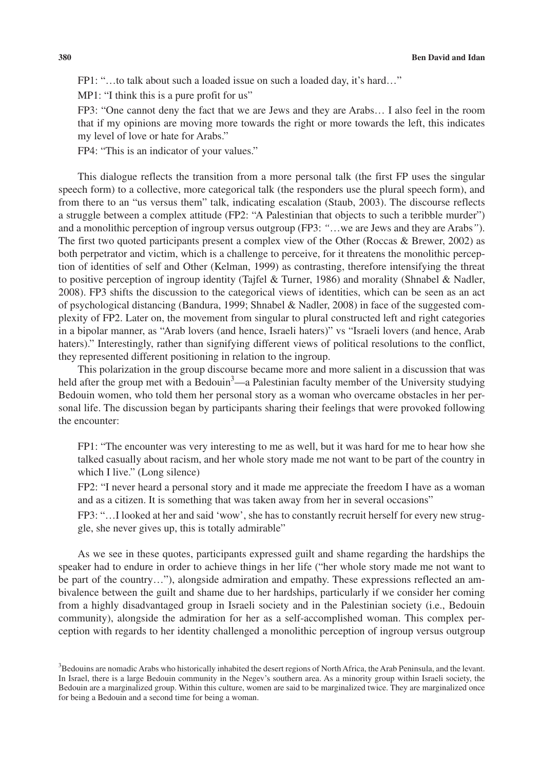FP1: "…to talk about such a loaded issue on such a loaded day, it's hard…"

MP1: "I think this is a pure profit for us"

FP3: "One cannot deny the fact that we are Jews and they are Arabs… I also feel in the room that if my opinions are moving more towards the right or more towards the left, this indicates my level of love or hate for Arabs."

FP4: "This is an indicator of your values."

This dialogue reflects the transition from a more personal talk (the first FP uses the singular speech form) to a collective, more categorical talk (the responders use the plural speech form), and from there to an "us versus them" talk, indicating escalation (Staub, 2003). The discourse reflects a struggle between a complex attitude (FP2: "A Palestinian that objects to such a teribble murder") and a monolithic perception of ingroup versus outgroup (FP3: *"*…we are Jews and they are Arabs*"*). The first two quoted participants present a complex view of the Other (Roccas & Brewer, 2002) as both perpetrator and victim, which is a challenge to perceive, for it threatens the monolithic perception of identities of self and Other (Kelman, 1999) as contrasting, therefore intensifying the threat to positive perception of ingroup identity (Tajfel & Turner, 1986) and morality (Shnabel & Nadler, 2008). FP3 shifts the discussion to the categorical views of identities, which can be seen as an act of psychological distancing (Bandura, 1999; Shnabel & Nadler, 2008) in face of the suggested complexity of FP2. Later on, the movement from singular to plural constructed left and right categories in a bipolar manner, as "Arab lovers (and hence, Israeli haters)" vs "Israeli lovers (and hence, Arab haters)." Interestingly, rather than signifying different views of political resolutions to the conflict, they represented different positioning in relation to the ingroup.

This polarization in the group discourse became more and more salient in a discussion that was held after the group met with a Bedouin[3]—a Palestinian faculty member of the University studying Bedouin women, who told them her personal story as a woman who overcame obstacles in her personal life. The discussion began by participants sharing their feelings that were provoked following the encounter:

FP1: "The encounter was very interesting to me as well, but it was hard for me to hear how she talked casually about racism, and her whole story made me not want to be part of the country in which I live." (Long silence)

FP2: "I never heard a personal story and it made me appreciate the freedom I have as a woman and as a citizen. It is something that was taken away from her in several occasions"

FP3: "…I looked at her and said 'wow', she has to constantly recruit herself for every new struggle, she never gives up, this is totally admirable"

As we see in these quotes, participants expressed guilt and shame regarding the hardships the speaker had to endure in order to achieve things in her life ("her whole story made me not want to be part of the country…"), alongside admiration and empathy. These expressions reflected an ambivalence between the guilt and shame due to her hardships, particularly if we consider her coming from a highly disadvantaged group in Israeli society and in the Palestinian society (i.e., Bedouin community), alongside the admiration for her as a self-accomplished woman. This complex perception with regards to her identity challenged a monolithic perception of ingroup versus outgroup

[3]Bedouins are nomadic Arabs who historically inhabited the desert regions of North Africa, the Arab Peninsula, and the levant. In Israel, there is a large Bedouin community in the Negev's southern area. As a minority group within Israeli society, the Bedouin are a marginalized group. Within this culture, women are said to be marginalized twice. They are marginalized once for being a Bedouin and a second time for being a woman.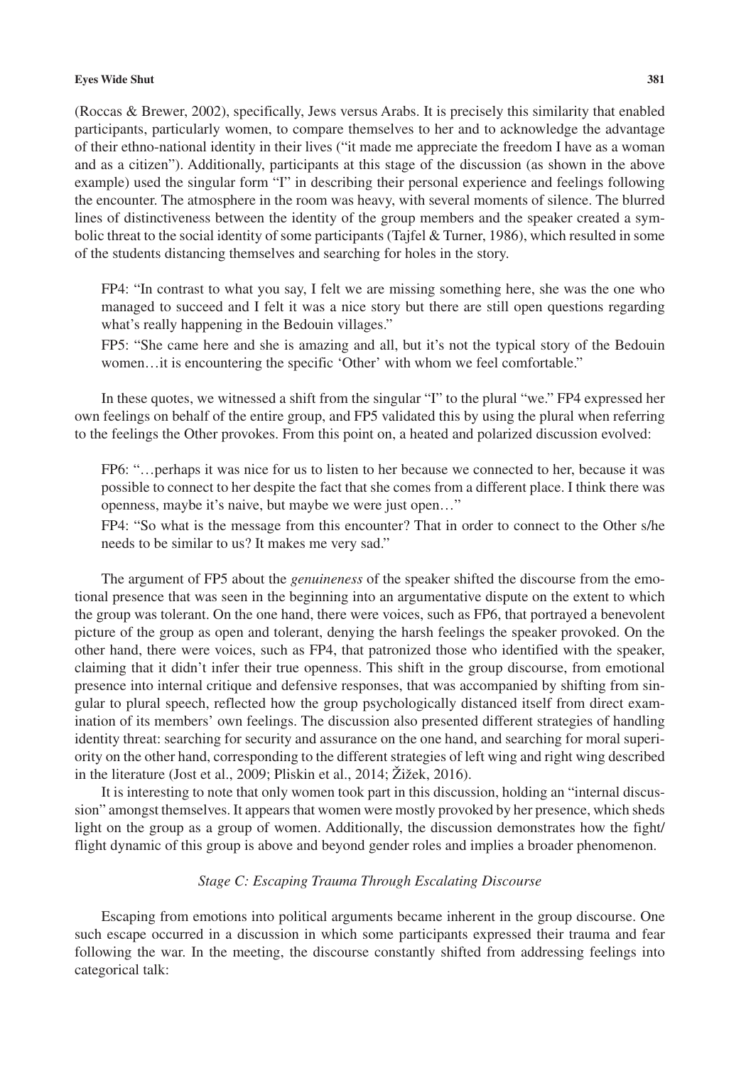(Roccas & Brewer, 2002), specifically, Jews versus Arabs. It is precisely this similarity that enabled participants, particularly women, to compare themselves to her and to acknowledge the advantage of their ethno-national identity in their lives ("it made me appreciate the freedom I have as a woman and as a citizen"). Additionally, participants at this stage of the discussion (as shown in the above example) used the singular form "I" in describing their personal experience and feelings following the encounter. The atmosphere in the room was heavy, with several moments of silence. The blurred lines of distinctiveness between the identity of the group members and the speaker created a symbolic threat to the social identity of some participants (Tajfel & Turner, 1986), which resulted in some of the students distancing themselves and searching for holes in the story.

> FP4: "In contrast to what you say, I felt we are missing something here, she was the one who managed to succeed and I felt it was a nice story but there are still open questions regarding what's really happening in the Bedouin villages."
>
> FP5: "She came here and she is amazing and all, but it's not the typical story of the Bedouin women…it is encountering the specific 'Other' with whom we feel comfortable."

In these quotes, we witnessed a shift from the singular "I" to the plural "we." FP4 expressed her own feelings on behalf of the entire group, and FP5 validated this by using the plural when referring to the feelings the Other provokes. From this point on, a heated and polarized discussion evolved:

> FP6: "…perhaps it was nice for us to listen to her because we connected to her, because it was possible to connect to her despite the fact that she comes from a different place. I think there was openness, maybe it's naive, but maybe we were just open…"
>
> FP4: "So what is the message from this encounter? That in order to connect to the Other s/he needs to be similar to us? It makes me very sad."

The argument of FP5 about the *genuineness* of the speaker shifted the discourse from the emotional presence that was seen in the beginning into an argumentative dispute on the extent to which the group was tolerant. On the one hand, there were voices, such as FP6, that portrayed a benevolent picture of the group as open and tolerant, denying the harsh feelings the speaker provoked. On the other hand, there were voices, such as FP4, that patronized those who identified with the speaker, claiming that it didn't infer their true openness. This shift in the group discourse, from emotional presence into internal critique and defensive responses, that was accompanied by shifting from singular to plural speech, reflected how the group psychologically distanced itself from direct examination of its members' own feelings. The discussion also presented different strategies of handling identity threat: searching for security and assurance on the one hand, and searching for moral superiority on the other hand, corresponding to the different strategies of left wing and right wing described in the literature (Jost et al., 2009; Pliskin et al., 2014; Žižek, 2016).

It is interesting to note that only women took part in this discussion, holding an "internal discussion" amongst themselves. It appears that women were mostly provoked by her presence, which sheds light on the group as a group of women. Additionally, the discussion demonstrates how the fight/flight dynamic of this group is above and beyond gender roles and implies a broader phenomenon.

### *Stage C: Escaping Trauma Through Escalating Discourse*

Escaping from emotions into political arguments became inherent in the group discourse. One such escape occurred in a discussion in which some participants expressed their trauma and fear following the war. In the meeting, the discourse constantly shifted from addressing feelings into categorical talk: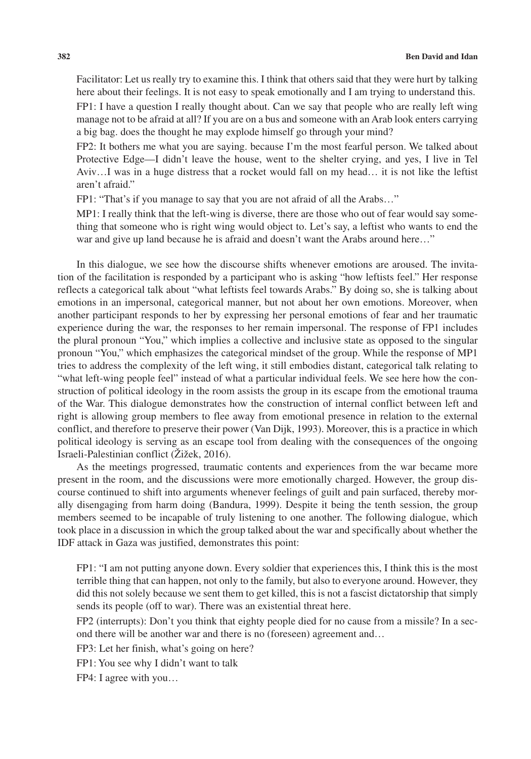Facilitator: Let us really try to examine this. I think that others said that they were hurt by talking here about their feelings. It is not easy to speak emotionally and I am trying to understand this.

FP1: I have a question I really thought about. Can we say that people who are really left wing manage not to be afraid at all? If you are on a bus and someone with an Arab look enters carrying a big bag. does the thought he may explode himself go through your mind?

FP2: It bothers me what you are saying. because I'm the most fearful person. We talked about Protective Edge—I didn't leave the house, went to the shelter crying, and yes, I live in Tel Aviv…I was in a huge distress that a rocket would fall on my head… it is not like the leftist aren't afraid."

FP1: "That's if you manage to say that you are not afraid of all the Arabs…"

MP1: I really think that the left-wing is diverse, there are those who out of fear would say something that someone who is right wing would object to. Let's say, a leftist who wants to end the war and give up land because he is afraid and doesn't want the Arabs around here…"

In this dialogue, we see how the discourse shifts whenever emotions are aroused. The invitation of the facilitation is responded by a participant who is asking "how leftists feel." Her response reflects a categorical talk about "what leftists feel towards Arabs." By doing so, she is talking about emotions in an impersonal, categorical manner, but not about her own emotions. Moreover, when another participant responds to her by expressing her personal emotions of fear and her traumatic experience during the war, the responses to her remain impersonal. The response of FP1 includes the plural pronoun "You," which implies a collective and inclusive state as opposed to the singular pronoun "You," which emphasizes the categorical mindset of the group. While the response of MP1 tries to address the complexity of the left wing, it still embodies distant, categorical talk relating to "what left-wing people feel" instead of what a particular individual feels. We see here how the construction of political ideology in the room assists the group in its escape from the emotional trauma of the War. This dialogue demonstrates how the construction of internal conflict between left and right is allowing group members to flee away from emotional presence in relation to the external conflict, and therefore to preserve their power (Van Dijk, 1993). Moreover, this is a practice in which political ideology is serving as an escape tool from dealing with the consequences of the ongoing Israeli-Palestinian conflict (Žižek, 2016).

As the meetings progressed, traumatic contents and experiences from the war became more present in the room, and the discussions were more emotionally charged. However, the group discourse continued to shift into arguments whenever feelings of guilt and pain surfaced, thereby morally disengaging from harm doing (Bandura, 1999). Despite it being the tenth session, the group members seemed to be incapable of truly listening to one another. The following dialogue, which took place in a discussion in which the group talked about the war and specifically about whether the IDF attack in Gaza was justified, demonstrates this point:

FP1: "I am not putting anyone down. Every soldier that experiences this, I think this is the most terrible thing that can happen, not only to the family, but also to everyone around. However, they did this not solely because we sent them to get killed, this is not a fascist dictatorship that simply sends its people (off to war). There was an existential threat here.

FP2 (interrupts): Don't you think that eighty people died for no cause from a missile? In a second there will be another war and there is no (foreseen) agreement and…

FP3: Let her finish, what's going on here?

FP1: You see why I didn't want to talk

FP4: I agree with you…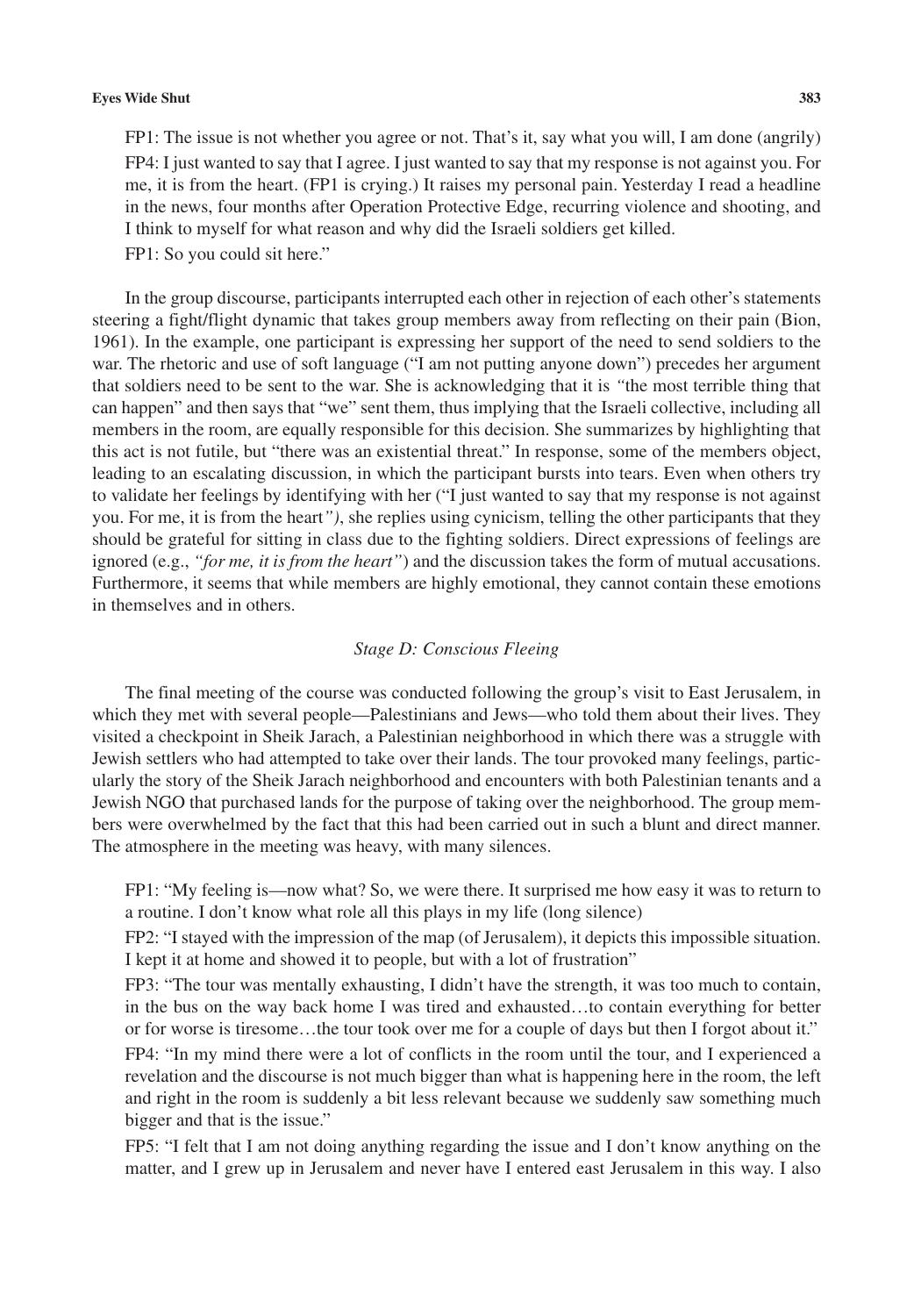FP1: The issue is not whether you agree or not. That's it, say what you will, I am done (angrily)

FP4: I just wanted to say that I agree. I just wanted to say that my response is not against you. For me, it is from the heart. (FP1 is crying.) It raises my personal pain. Yesterday I read a headline in the news, four months after Operation Protective Edge, recurring violence and shooting, and I think to myself for what reason and why did the Israeli soldiers get killed.

FP1: So you could sit here."

In the group discourse, participants interrupted each other in rejection of each other's statements steering a fight/flight dynamic that takes group members away from reflecting on their pain (Bion, 1961). In the example, one participant is expressing her support of the need to send soldiers to the war. The rhetoric and use of soft language ("I am not putting anyone down") precedes her argument that soldiers need to be sent to the war. She is acknowledging that it is *"*the most terrible thing that can happen" and then says that "we" sent them, thus implying that the Israeli collective, including all members in the room, are equally responsible for this decision. She summarizes by highlighting that this act is not futile, but "there was an existential threat." In response, some of the members object, leading to an escalating discussion, in which the participant bursts into tears. Even when others try to validate her feelings by identifying with her ("I just wanted to say that my response is not against you. For me, it is from the heart*")*, she replies using cynicism, telling the other participants that they should be grateful for sitting in class due to the fighting soldiers. Direct expressions of feelings are ignored (e.g., *"for me, it is from the heart"*) and the discussion takes the form of mutual accusations. Furthermore, it seems that while members are highly emotional, they cannot contain these emotions in themselves and in others.

### *Stage D: Conscious Fleeing*

The final meeting of the course was conducted following the group's visit to East Jerusalem, in which they met with several people—Palestinians and Jews—who told them about their lives. They visited a checkpoint in Sheik Jarach, a Palestinian neighborhood in which there was a struggle with Jewish settlers who had attempted to take over their lands. The tour provoked many feelings, particularly the story of the Sheik Jarach neighborhood and encounters with both Palestinian tenants and a Jewish NGO that purchased lands for the purpose of taking over the neighborhood. The group members were overwhelmed by the fact that this had been carried out in such a blunt and direct manner. The atmosphere in the meeting was heavy, with many silences.

FP1: "My feeling is—now what? So, we were there. It surprised me how easy it was to return to a routine. I don't know what role all this plays in my life (long silence)

FP2: "I stayed with the impression of the map (of Jerusalem), it depicts this impossible situation. I kept it at home and showed it to people, but with a lot of frustration"

FP3: "The tour was mentally exhausting, I didn't have the strength, it was too much to contain, in the bus on the way back home I was tired and exhausted…to contain everything for better or for worse is tiresome…the tour took over me for a couple of days but then I forgot about it."

FP4: "In my mind there were a lot of conflicts in the room until the tour, and I experienced a revelation and the discourse is not much bigger than what is happening here in the room, the left and right in the room is suddenly a bit less relevant because we suddenly saw something much bigger and that is the issue."

FP5: "I felt that I am not doing anything regarding the issue and I don't know anything on the matter, and I grew up in Jerusalem and never have I entered east Jerusalem in this way. I also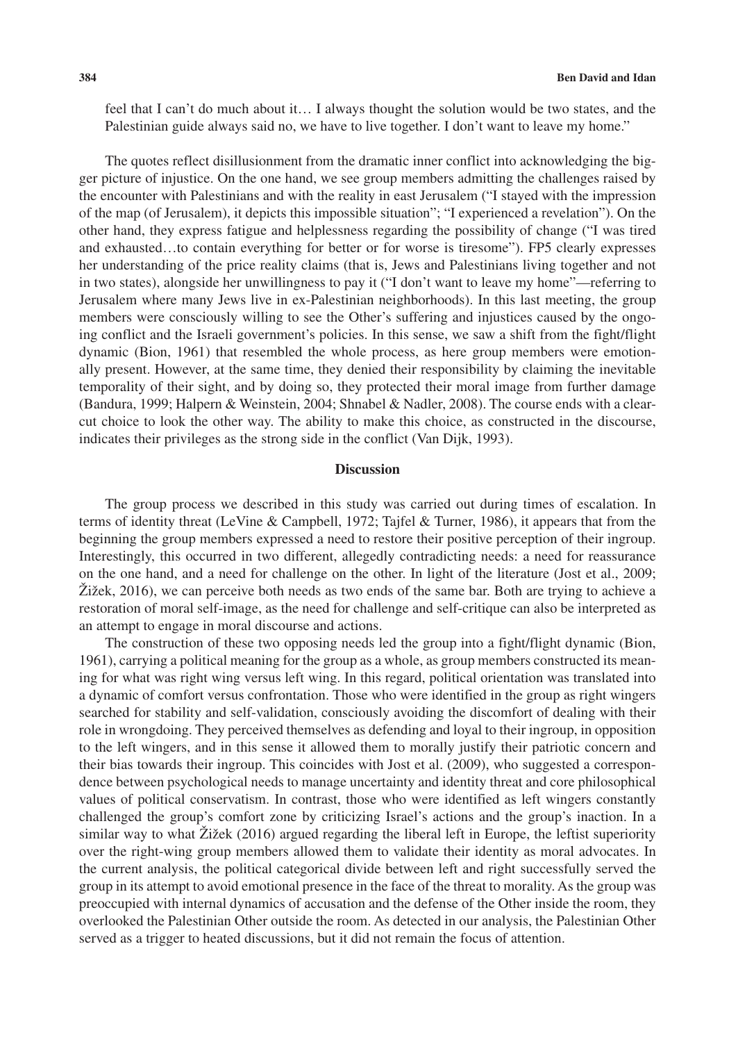feel that I can't do much about it… I always thought the solution would be two states, and the Palestinian guide always said no, we have to live together. I don't want to leave my home."

The quotes reflect disillusionment from the dramatic inner conflict into acknowledging the bigger picture of injustice. On the one hand, we see group members admitting the challenges raised by the encounter with Palestinians and with the reality in east Jerusalem ("I stayed with the impression of the map (of Jerusalem), it depicts this impossible situation"; "I experienced a revelation"). On the other hand, they express fatigue and helplessness regarding the possibility of change ("I was tired and exhausted…to contain everything for better or for worse is tiresome"). FP5 clearly expresses her understanding of the price reality claims (that is, Jews and Palestinians living together and not in two states), alongside her unwillingness to pay it ("I don't want to leave my home"—referring to Jerusalem where many Jews live in ex-Palestinian neighborhoods). In this last meeting, the group members were consciously willing to see the Other's suffering and injustices caused by the ongoing conflict and the Israeli government's policies. In this sense, we saw a shift from the fight/flight dynamic (Bion, 1961) that resembled the whole process, as here group members were emotionally present. However, at the same time, they denied their responsibility by claiming the inevitable temporality of their sight, and by doing so, they protected their moral image from further damage (Bandura, 1999; Halpern & Weinstein, 2004; Shnabel & Nadler, 2008). The course ends with a clear-cut choice to look the other way. The ability to make this choice, as constructed in the discourse, indicates their privileges as the strong side in the conflict (Van Dijk, 1993).

## Discussion

The group process we described in this study was carried out during times of escalation. In terms of identity threat (LeVine & Campbell, 1972; Tajfel & Turner, 1986), it appears that from the beginning the group members expressed a need to restore their positive perception of their ingroup. Interestingly, this occurred in two different, allegedly contradicting needs: a need for reassurance on the one hand, and a need for challenge on the other. In light of the literature (Jost et al., 2009; Žižek, 2016), we can perceive both needs as two ends of the same bar. Both are trying to achieve a restoration of moral self-image, as the need for challenge and self-critique can also be interpreted as an attempt to engage in moral discourse and actions.

The construction of these two opposing needs led the group into a fight/flight dynamic (Bion, 1961), carrying a political meaning for the group as a whole, as group members constructed its meaning for what was right wing versus left wing. In this regard, political orientation was translated into a dynamic of comfort versus confrontation. Those who were identified in the group as right wingers searched for stability and self-validation, consciously avoiding the discomfort of dealing with their role in wrongdoing. They perceived themselves as defending and loyal to their ingroup, in opposition to the left wingers, and in this sense it allowed them to morally justify their patriotic concern and their bias towards their ingroup. This coincides with Jost et al. (2009), who suggested a correspondence between psychological needs to manage uncertainty and identity threat and core philosophical values of political conservatism. In contrast, those who were identified as left wingers constantly challenged the group's comfort zone by criticizing Israel's actions and the group's inaction. In a similar way to what Žižek (2016) argued regarding the liberal left in Europe, the leftist superiority over the right-wing group members allowed them to validate their identity as moral advocates. In the current analysis, the political categorical divide between left and right successfully served the group in its attempt to avoid emotional presence in the face of the threat to morality. As the group was preoccupied with internal dynamics of accusation and the defense of the Other inside the room, they overlooked the Palestinian Other outside the room. As detected in our analysis, the Palestinian Other served as a trigger to heated discussions, but it did not remain the focus of attention.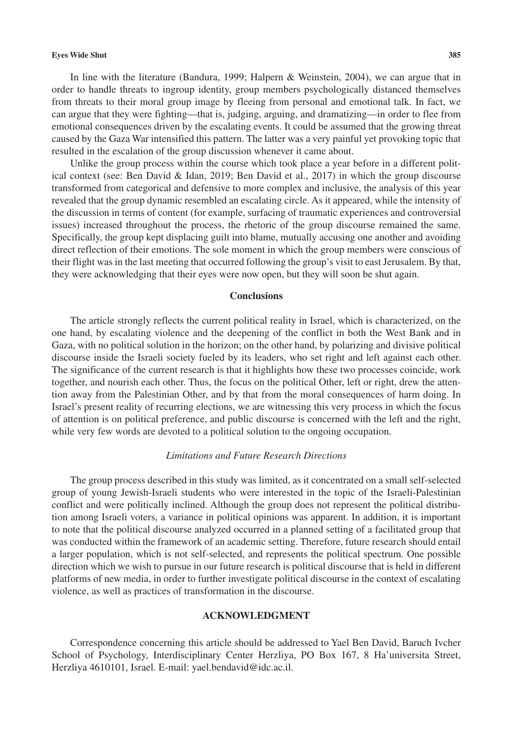In line with the literature (Bandura, 1999; Halpern & Weinstein, 2004), we can argue that in order to handle threats to ingroup identity, group members psychologically distanced themselves from threats to their moral group image by fleeing from personal and emotional talk. In fact, we can argue that they were fighting—that is, judging, arguing, and dramatizing—in order to flee from emotional consequences driven by the escalating events. It could be assumed that the growing threat caused by the Gaza War intensified this pattern. The latter was a very painful yet provoking topic that resulted in the escalation of the group discussion whenever it came about.

Unlike the group process within the course which took place a year before in a different political context (see: Ben David & Idan, 2019; Ben David et al., 2017) in which the group discourse transformed from categorical and defensive to more complex and inclusive, the analysis of this year revealed that the group dynamic resembled an escalating circle. As it appeared, while the intensity of the discussion in terms of content (for example, surfacing of traumatic experiences and controversial issues) increased throughout the process, the rhetoric of the group discourse remained the same. Specifically, the group kept displacing guilt into blame, mutually accusing one another and avoiding direct reflection of their emotions. The sole moment in which the group members were conscious of their flight was in the last meeting that occurred following the group's visit to east Jerusalem. By that, they were acknowledging that their eyes were now open, but they will soon be shut again.

## Conclusions

The article strongly reflects the current political reality in Israel, which is characterized, on the one hand, by escalating violence and the deepening of the conflict in both the West Bank and in Gaza, with no political solution in the horizon; on the other hand, by polarizing and divisive political discourse inside the Israeli society fueled by its leaders, who set right and left against each other. The significance of the current research is that it highlights how these two processes coincide, work together, and nourish each other. Thus, the focus on the political Other, left or right, drew the attention away from the Palestinian Other, and by that from the moral consequences of harm doing. In Israel's present reality of recurring elections, we are witnessing this very process in which the focus of attention is on political preference, and public discourse is concerned with the left and the right, while very few words are devoted to a political solution to the ongoing occupation.

### *Limitations and Future Research Directions*

The group process described in this study was limited, as it concentrated on a small self-selected group of young Jewish-Israeli students who were interested in the topic of the Israeli-Palestinian conflict and were politically inclined. Although the group does not represent the political distribution among Israeli voters, a variance in political opinions was apparent. In addition, it is important to note that the political discourse analyzed occurred in a planned setting of a facilitated group that was conducted within the framework of an academic setting. Therefore, future research should entail a larger population, which is not self-selected, and represents the political spectrum. One possible direction which we wish to pursue in our future research is political discourse that is held in different platforms of new media, in order to further investigate political discourse in the context of escalating violence, as well as practices of transformation in the discourse.

## ACKNOWLEDGMENT

Correspondence concerning this article should be addressed to Yael Ben David, Baruch Ivcher School of Psychology, Interdisciplinary Center Herzliya, PO Box 167, 8 Ha'universita Street, Herzliya 4610101, Israel. E-mail: yael.bendavid@idc.ac.il.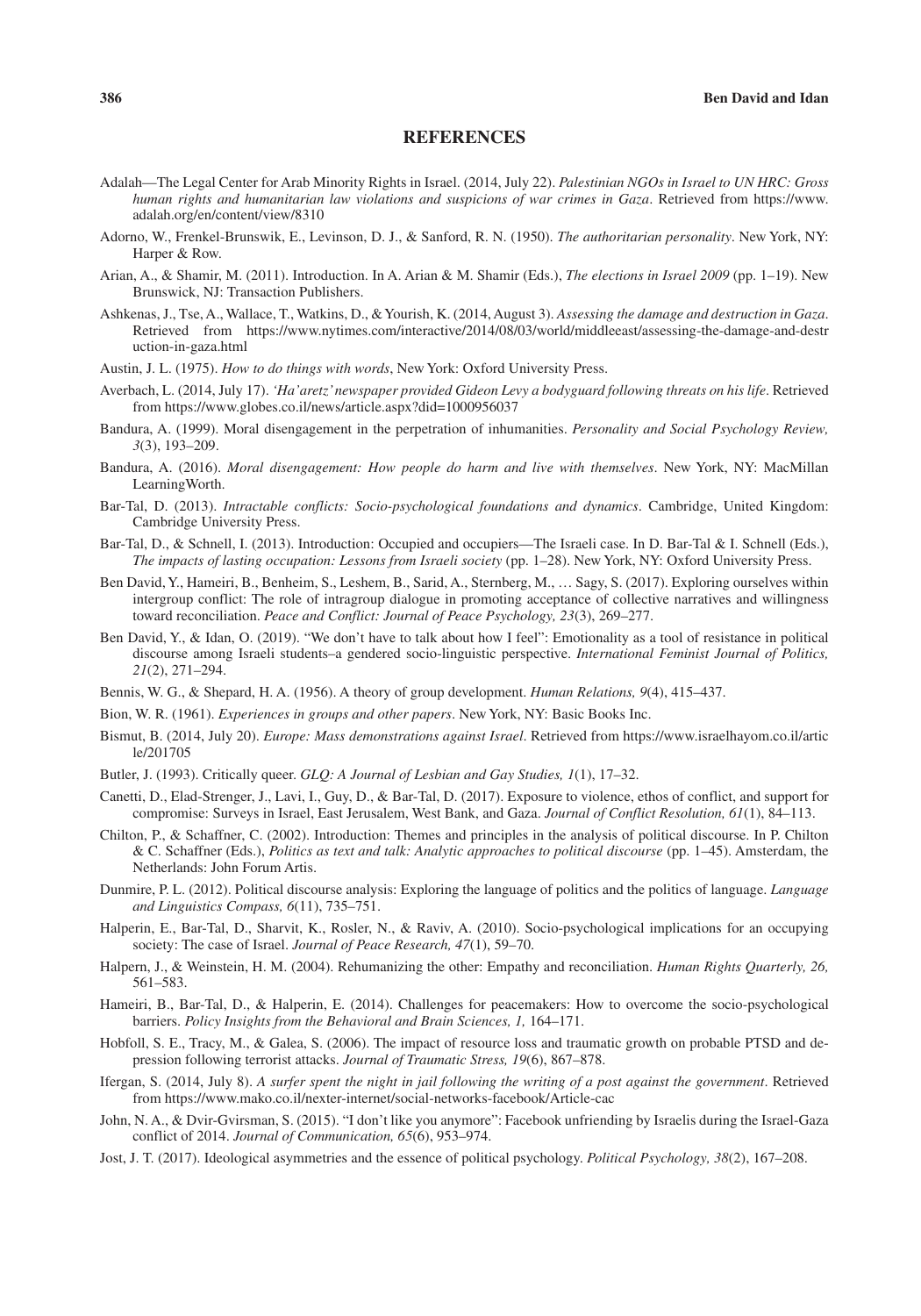## REFERENCES

Adalah—The Legal Center for Arab Minority Rights in Israel. (2014, July 22). *Palestinian NGOs in Israel to UN HRC: Gross human rights and humanitarian law violations and suspicions of war crimes in Gaza*. Retrieved from https://www.adalah.org/en/content/view/8310

Adorno, W., Frenkel-Brunswik, E., Levinson, D. J., & Sanford, R. N. (1950). *The authoritarian personality*. New York, NY: Harper & Row.

Arian, A., & Shamir, M. (2011). Introduction. In A. Arian & M. Shamir (Eds.), *The elections in Israel 2009* (pp. 1–19). New Brunswick, NJ: Transaction Publishers.

Ashkenas, J., Tse, A., Wallace, T., Watkins, D., & Yourish, K. (2014, August 3). *Assessing the damage and destruction in Gaza*. Retrieved from https://www.nytimes.com/interactive/2014/08/03/world/middleeast/assessing-the-damage-and-destruction-in-gaza.html

Austin, J. L. (1975). *How to do things with words*, New York: Oxford University Press.

Averbach, L. (2014, July 17). *'Ha'aretz' newspaper provided Gideon Levy a bodyguard following threats on his life*. Retrieved from https://www.globes.co.il/news/article.aspx?did=1000956037

Bandura, A. (1999). Moral disengagement in the perpetration of inhumanities. *Personality and Social Psychology Review, 3*(3), 193–209.

Bandura, A. (2016). *Moral disengagement: How people do harm and live with themselves*. New York, NY: MacMillan LearningWorth.

Bar-Tal, D. (2013). *Intractable conflicts: Socio-psychological foundations and dynamics*. Cambridge, United Kingdom: Cambridge University Press.

Bar-Tal, D., & Schnell, I. (2013). Introduction: Occupied and occupiers—The Israeli case. In D. Bar-Tal & I. Schnell (Eds.), *The impacts of lasting occupation: Lessons from Israeli society* (pp. 1–28). New York, NY: Oxford University Press.

Ben David, Y., Hameiri, B., Benheim, S., Leshem, B., Sarid, A., Sternberg, M., … Sagy, S. (2017). Exploring ourselves within intergroup conflict: The role of intragroup dialogue in promoting acceptance of collective narratives and willingness toward reconciliation. *Peace and Conflict: Journal of Peace Psychology, 23*(3), 269–277.

Ben David, Y., & Idan, O. (2019). "We don't have to talk about how I feel": Emotionality as a tool of resistance in political discourse among Israeli students–a gendered socio-linguistic perspective. *International Feminist Journal of Politics, 21*(2), 271–294.

Bennis, W. G., & Shepard, H. A. (1956). A theory of group development. *Human Relations, 9*(4), 415–437.

Bion, W. R. (1961). *Experiences in groups and other papers*. New York, NY: Basic Books Inc.

Bismut, B. (2014, July 20). *Europe: Mass demonstrations against Israel*. Retrieved from https://www.israelhayom.co.il/article/201705

Butler, J. (1993). Critically queer. *GLQ: A Journal of Lesbian and Gay Studies, 1*(1), 17–32.

Canetti, D., Elad-Strenger, J., Lavi, I., Guy, D., & Bar-Tal, D. (2017). Exposure to violence, ethos of conflict, and support for compromise: Surveys in Israel, East Jerusalem, West Bank, and Gaza. *Journal of Conflict Resolution, 61*(1), 84–113.

Chilton, P., & Schaffner, C. (2002). Introduction: Themes and principles in the analysis of political discourse. In P. Chilton & C. Schaffner (Eds.), *Politics as text and talk: Analytic approaches to political discourse* (pp. 1–45). Amsterdam, the Netherlands: John Forum Artis.

Dunmire, P. L. (2012). Political discourse analysis: Exploring the language of politics and the politics of language. *Language and Linguistics Compass, 6*(11), 735–751.

Halperin, E., Bar-Tal, D., Sharvit, K., Rosler, N., & Raviv, A. (2010). Socio-psychological implications for an occupying society: The case of Israel. *Journal of Peace Research, 47*(1), 59–70.

Halpern, J., & Weinstein, H. M. (2004). Rehumanizing the other: Empathy and reconciliation. *Human Rights Quarterly, 26,* 561–583.

Hameiri, B., Bar-Tal, D., & Halperin, E. (2014). Challenges for peacemakers: How to overcome the socio-psychological barriers. *Policy Insights from the Behavioral and Brain Sciences, 1,* 164–171.

Hobfoll, S. E., Tracy, M., & Galea, S. (2006). The impact of resource loss and traumatic growth on probable PTSD and depression following terrorist attacks. *Journal of Traumatic Stress, 19*(6), 867–878.

Ifergan, S. (2014, July 8). *A surfer spent the night in jail following the writing of a post against the government*. Retrieved from https://www.mako.co.il/nexter-internet/social-networks-facebook/Article-cac

John, N. A., & Dvir-Gvirsman, S. (2015). "I don't like you anymore": Facebook unfriending by Israelis during the Israel-Gaza conflict of 2014. *Journal of Communication, 65*(6), 953–974.

Jost, J. T. (2017). Ideological asymmetries and the essence of political psychology. *Political Psychology, 38*(2), 167–208.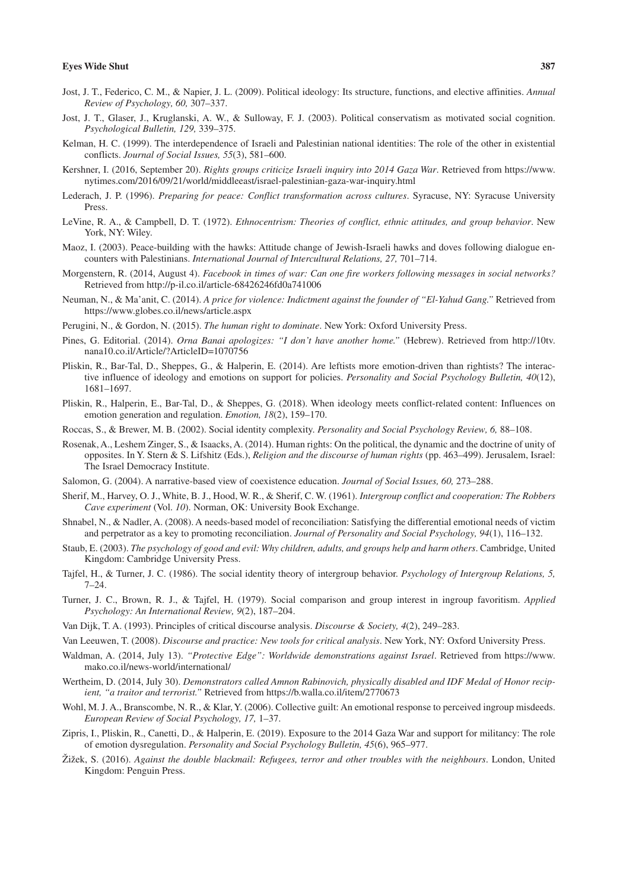Jost, J. T., Federico, C. M., & Napier, J. L. (2009). Political ideology: Its structure, functions, and elective affinities. *Annual Review of Psychology, 60,* 307–337.

Jost, J. T., Glaser, J., Kruglanski, A. W., & Sulloway, F. J. (2003). Political conservatism as motivated social cognition. *Psychological Bulletin, 129,* 339–375.

Kelman, H. C. (1999). The interdependence of Israeli and Palestinian national identities: The role of the other in existential conflicts. *Journal of Social Issues, 55*(3), 581–600.

Kershner, I. (2016, September 20). *Rights groups criticize Israeli inquiry into 2014 Gaza War*. Retrieved from https://www.nytimes.com/2016/09/21/world/middleeast/israel-palestinian-gaza-war-inquiry.html

Lederach, J. P. (1996). *Preparing for peace: Conflict transformation across cultures*. Syracuse, NY: Syracuse University Press.

LeVine, R. A., & Campbell, D. T. (1972). *Ethnocentrism: Theories of conflict, ethnic attitudes, and group behavior*. New York, NY: Wiley.

Maoz, I. (2003). Peace-building with the hawks: Attitude change of Jewish-Israeli hawks and doves following dialogue encounters with Palestinians. *International Journal of Intercultural Relations, 27,* 701–714.

Morgenstern, R. (2014, August 4). *Facebook in times of war: Can one fire workers following messages in social networks?* Retrieved from http://p-il.co.il/article-68426246fd0a741006

Neuman, N., & Ma'anit, C. (2014). *A price for violence: Indictment against the founder of "El-Yahud Gang."* Retrieved from https://www.globes.co.il/news/article.aspx

Perugini, N., & Gordon, N. (2015). *The human right to dominate*. New York: Oxford University Press.

Pines, G. Editorial. (2014). *Orna Banai apologizes: "I don't have another home."* (Hebrew). Retrieved from http://10tv.nana10.co.il/Article/?ArticleID=1070756

Pliskin, R., Bar-Tal, D., Sheppes, G., & Halperin, E. (2014). Are leftists more emotion-driven than rightists? The interactive influence of ideology and emotions on support for policies. *Personality and Social Psychology Bulletin, 40*(12), 1681–1697.

Pliskin, R., Halperin, E., Bar-Tal, D., & Sheppes, G. (2018). When ideology meets conflict-related content: Influences on emotion generation and regulation. *Emotion, 18*(2), 159–170.

Roccas, S., & Brewer, M. B. (2002). Social identity complexity. *Personality and Social Psychology Review, 6,* 88–108.

Rosenak, A., Leshem Zinger, S., & Isaacks, A. (2014). Human rights: On the political, the dynamic and the doctrine of unity of opposites. In Y. Stern & S. Lifshitz (Eds.), *Religion and the discourse of human rights* (pp. 463–499). Jerusalem, Israel: The Israel Democracy Institute.

Salomon, G. (2004). A narrative-based view of coexistence education. *Journal of Social Issues, 60,* 273–288.

Sherif, M., Harvey, O. J., White, B. J., Hood, W. R., & Sherif, C. W. (1961). *Intergroup conflict and cooperation: The Robbers Cave experiment* (Vol. *10*). Norman, OK: University Book Exchange.

Shnabel, N., & Nadler, A. (2008). A needs-based model of reconciliation: Satisfying the differential emotional needs of victim and perpetrator as a key to promoting reconciliation. *Journal of Personality and Social Psychology, 94*(1), 116–132.

Staub, E. (2003). *The psychology of good and evil: Why children, adults, and groups help and harm others*. Cambridge, United Kingdom: Cambridge University Press.

Tajfel, H., & Turner, J. C. (1986). The social identity theory of intergroup behavior. *Psychology of Intergroup Relations, 5,* 7–24.

Turner, J. C., Brown, R. J., & Tajfel, H. (1979). Social comparison and group interest in ingroup favoritism. *Applied Psychology: An International Review, 9*(2), 187–204.

Van Dijk, T. A. (1993). Principles of critical discourse analysis. *Discourse & Society, 4*(2), 249–283.

Van Leeuwen, T. (2008). *Discourse and practice: New tools for critical analysis*. New York, NY: Oxford University Press.

Waldman, A. (2014, July 13). *"Protective Edge": Worldwide demonstrations against Israel*. Retrieved from https://www.mako.co.il/news-world/international/

Wertheim, D. (2014, July 30). *Demonstrators called Amnon Rabinovich, physically disabled and IDF Medal of Honor recipient, "a traitor and terrorist."* Retrieved from https://b.walla.co.il/item/2770673

Wohl, M. J. A., Branscombe, N. R., & Klar, Y. (2006). Collective guilt: An emotional response to perceived ingroup misdeeds. *European Review of Social Psychology, 17,* 1–37.

Zipris, I., Pliskin, R., Canetti, D., & Halperin, E. (2019). Exposure to the 2014 Gaza War and support for militancy: The role of emotion dysregulation. *Personality and Social Psychology Bulletin, 45*(6), 965–977.

Žižek, S. (2016). *Against the double blackmail: Refugees, terror and other troubles with the neighbours*. London, United Kingdom: Penguin Press.